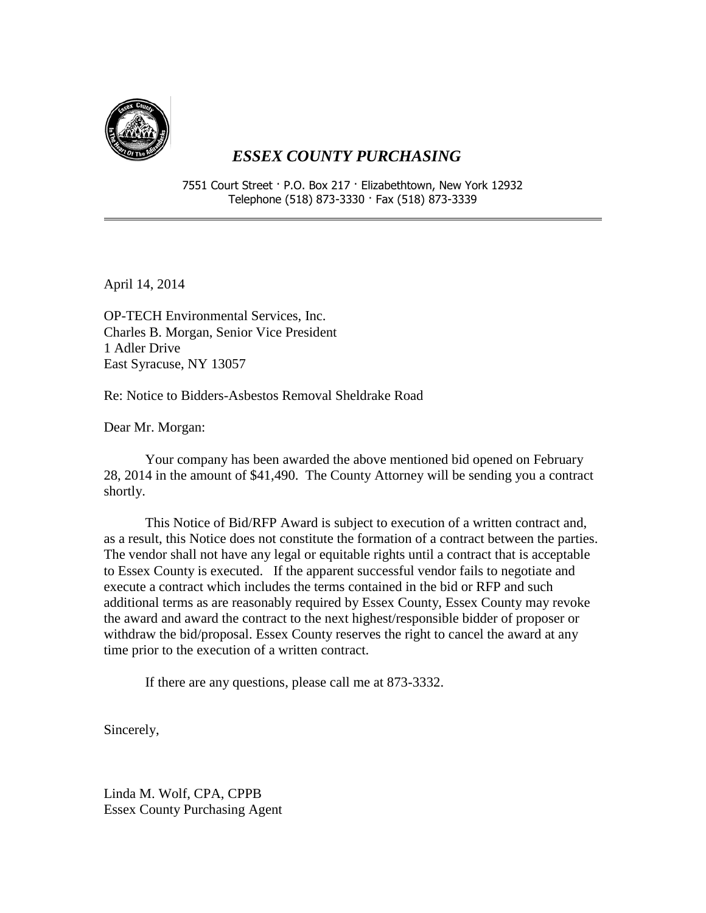# *ESSEX COUNTY PURCHASING*

7551 Court Street · P.O. Box 217 · Elizabethtown, New York 12932
Telephone (518) 873-3330 · Fax (518) 873-3339

---

April 14, 2014

OP-TECH Environmental Services, Inc.
Charles B. Morgan, Senior Vice President
1 Adler Drive
East Syracuse, NY 13057

Re: Notice to Bidders-Asbestos Removal Sheldrake Road

Dear Mr. Morgan:

Your company has been awarded the above mentioned bid opened on February 28, 2014 in the amount of $41,490. The County Attorney will be sending you a contract shortly.

This Notice of Bid/RFP Award is subject to execution of a written contract and, as a result, this Notice does not constitute the formation of a contract between the parties. The vendor shall not have any legal or equitable rights until a contract that is acceptable to Essex County is executed. If the apparent successful vendor fails to negotiate and execute a contract which includes the terms contained in the bid or RFP and such additional terms as are reasonably required by Essex County, Essex County may revoke the award and award the contract to the next highest/responsible bidder of proposer or withdraw the bid/proposal. Essex County reserves the right to cancel the award at any time prior to the execution of a written contract.

If there are any questions, please call me at 873-3332.

Sincerely,

Linda M. Wolf, CPA, CPPB
Essex County Purchasing Agent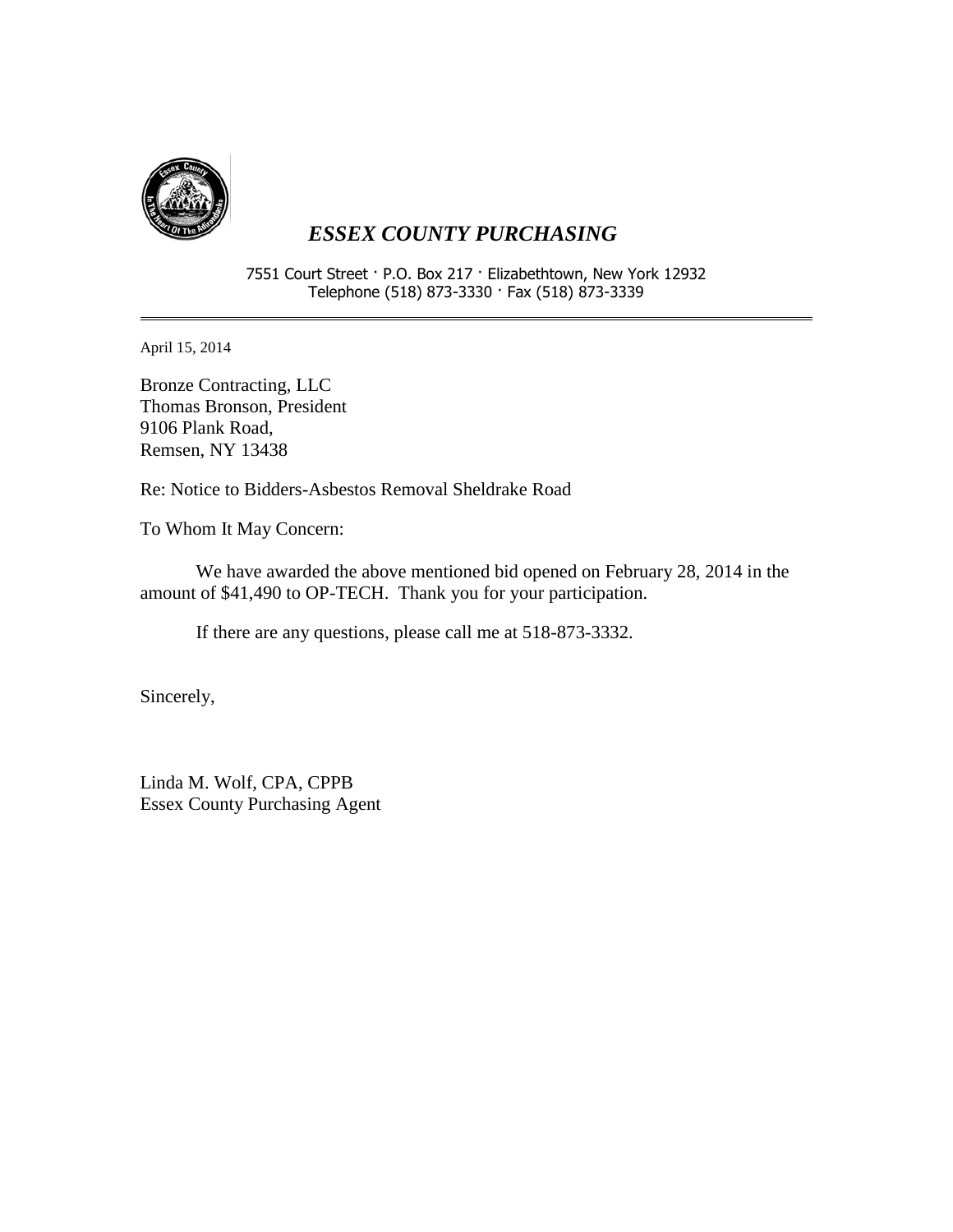# *ESSEX COUNTY PURCHASING*

7551 Court Street · P.O. Box 217 · Elizabethtown, New York 12932
Telephone (518) 873-3330 · Fax (518) 873-3339

---

April 15, 2014

Bronze Contracting, LLC
Thomas Bronson, President
9106 Plank Road,
Remsen, NY 13438

Re: Notice to Bidders-Asbestos Removal Sheldrake Road

To Whom It May Concern:

We have awarded the above mentioned bid opened on February 28, 2014 in the amount of $41,490 to OP-TECH. Thank you for your participation.

If there are any questions, please call me at 518-873-3332.

Sincerely,

Linda M. Wolf, CPA, CPPB
Essex County Purchasing Agent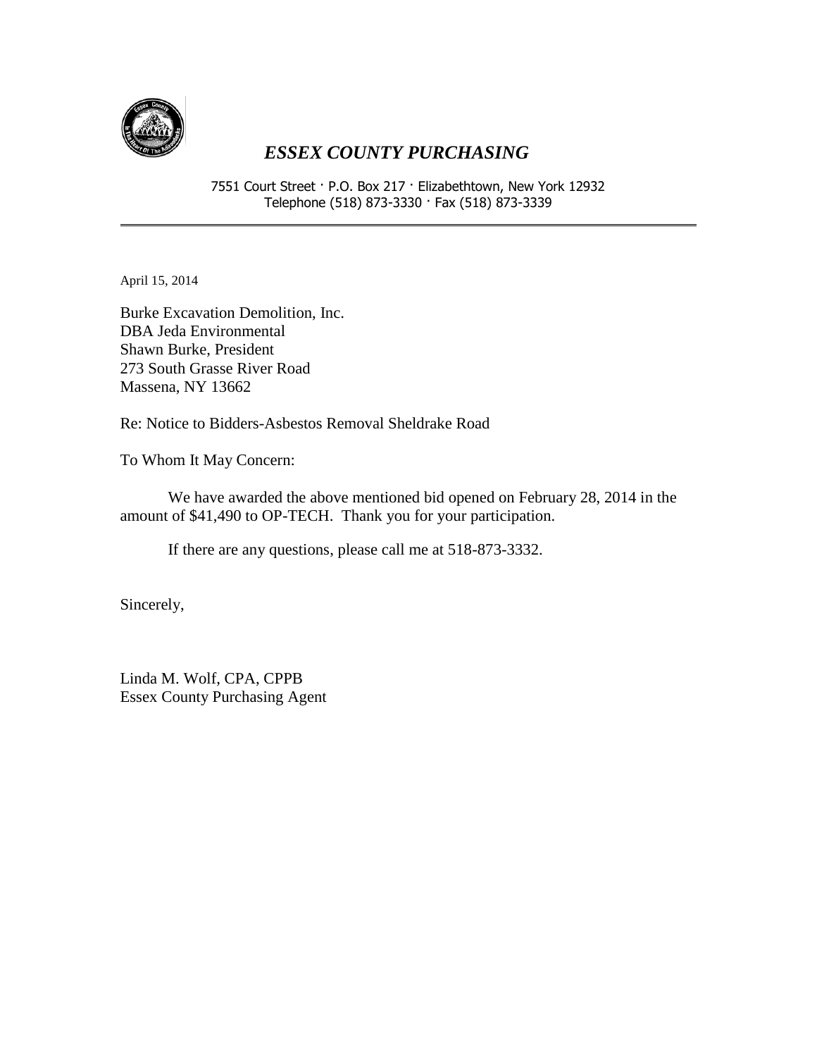## *ESSEX COUNTY PURCHASING*

7551 Court Street · P.O. Box 217 · Elizabethtown, New York 12932
Telephone (518) 873-3330 · Fax (518) 873-3339

---

April 15, 2014

Burke Excavation Demolition, Inc.
DBA Jeda Environmental
Shawn Burke, President
273 South Grasse River Road
Massena, NY 13662

Re: Notice to Bidders-Asbestos Removal Sheldrake Road

To Whom It May Concern:

We have awarded the above mentioned bid opened on February 28, 2014 in the amount of $41,490 to OP-TECH. Thank you for your participation.

If there are any questions, please call me at 518-873-3332.

Sincerely,

Linda M. Wolf, CPA, CPPB
Essex County Purchasing Agent